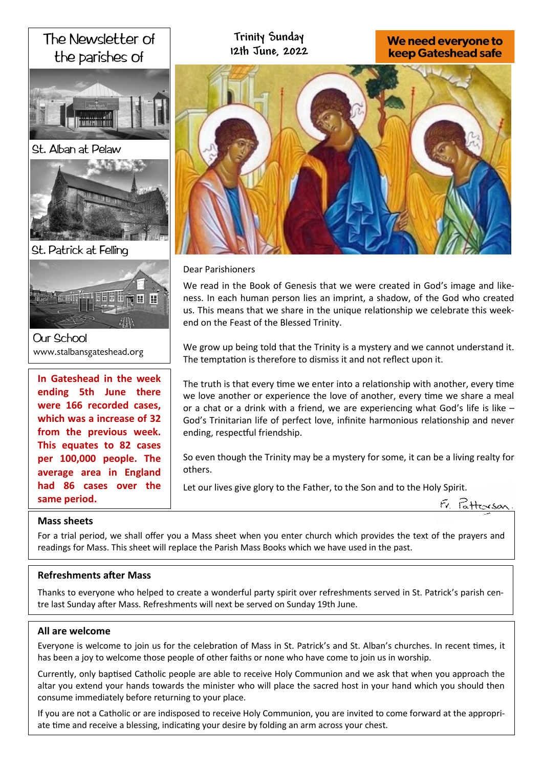# The Newsletter of the parishes of

St. Alban at Pelaw

St. Patrick at Felling

Our School

www.stalbansgateshead.org

**In Gateshead in the week ending 5th June there were 166 recorded cases, which was a increase of 32 from the previous week. This equates to 82 cases per 100,000 people. The average area in England had 86 cases over the same period.**

## Trinity Sunday
## 12th June, 2022

**We need everyone to keep Gateshead safe**

Dear Parishioners

We read in the Book of Genesis that we were created in God's image and likeness. In each human person lies an imprint, a shadow, of the God who created us. This means that we share in the unique relationship we celebrate this weekend on the Feast of the Blessed Trinity.

We grow up being told that the Trinity is a mystery and we cannot understand it. The temptation is therefore to dismiss it and not reflect upon it.

The truth is that every time we enter into a relationship with another, every time we love another or experience the love of another, every time we share a meal or a chat or a drink with a friend, we are experiencing what God's life is like – God's Trinitarian life of perfect love, infinite harmonious relationship and never ending, respectful friendship.

So even though the Trinity may be a mystery for some, it can be a living realty for others.

Let our lives give glory to the Father, to the Son and to the Holy Spirit.

Fr. Patterson.

### Mass sheets

For a trial period, we shall offer you a Mass sheet when you enter church which provides the text of the prayers and readings for Mass. This sheet will replace the Parish Mass Books which we have used in the past.

### Refreshments after Mass

Thanks to everyone who helped to create a wonderful party spirit over refreshments served in St. Patrick's parish centre last Sunday after Mass. Refreshments will next be served on Sunday 19th June.

### All are welcome

Everyone is welcome to join us for the celebration of Mass in St. Patrick's and St. Alban's churches. In recent times, it has been a joy to welcome those people of other faiths or none who have come to join us in worship.

Currently, only baptised Catholic people are able to receive Holy Communion and we ask that when you approach the altar you extend your hands towards the minister who will place the sacred host in your hand which you should then consume immediately before returning to your place.

If you are not a Catholic or are indisposed to receive Holy Communion, you are invited to come forward at the appropriate time and receive a blessing, indicating your desire by folding an arm across your chest.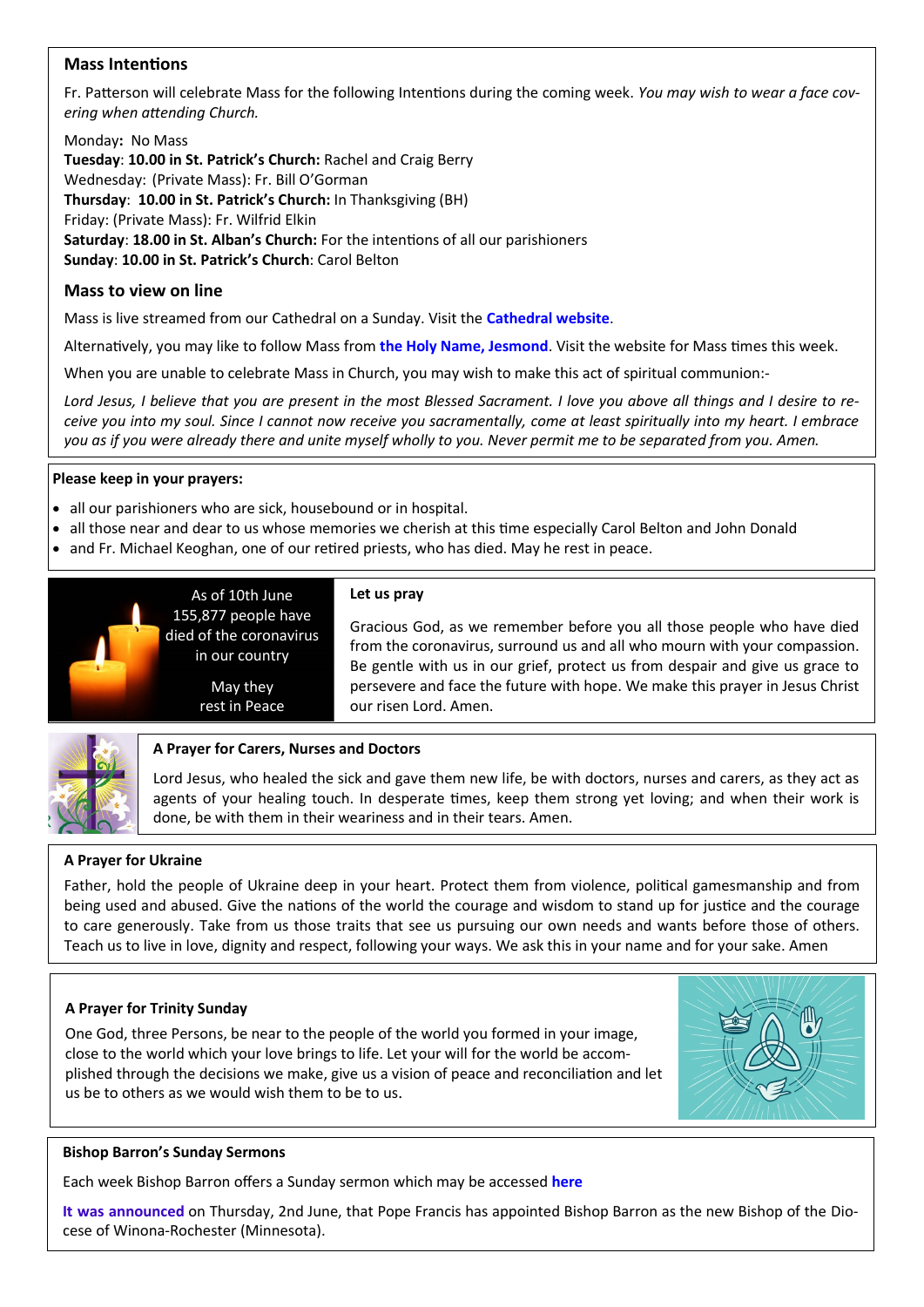## Mass Intentions

Fr. Patterson will celebrate Mass for the following Intentions during the coming week. *You may wish to wear a face covering when attending Church.*

Monday**:** No Mass
**Tuesday**: **10.00 in St. Patrick's Church:** Rachel and Craig Berry
Wednesday: (Private Mass): Fr. Bill O'Gorman
**Thursday**: **10.00 in St. Patrick's Church:** In Thanksgiving (BH)
Friday: (Private Mass): Fr. Wilfrid Elkin
**Saturday**: **18.00 in St. Alban's Church:** For the intentions of all our parishioners
**Sunday**: **10.00 in St. Patrick's Church**: Carol Belton

## Mass to view on line

Mass is live streamed from our Cathedral on a Sunday. Visit the **Cathedral website**.

Alternatively, you may like to follow Mass from **the Holy Name, Jesmond**. Visit the website for Mass times this week.

When you are unable to celebrate Mass in Church, you may wish to make this act of spiritual communion:-

*Lord Jesus, I believe that you are present in the most Blessed Sacrament. I love you above all things and I desire to receive you into my soul. Since I cannot now receive you sacramentally, come at least spiritually into my heart. I embrace you as if you were already there and unite myself wholly to you. Never permit me to be separated from you. Amen.*

**Please keep in your prayers:**

- all our parishioners who are sick, housebound or in hospital.
- all those near and dear to us whose memories we cherish at this time especially Carol Belton and John Donald
- and Fr. Michael Keoghan, one of our retired priests, who has died. May he rest in peace.

As of 10th June 155,877 people have died of the coronavirus in our country

May they rest in Peace

**Let us pray**

Gracious God, as we remember before you all those people who have died from the coronavirus, surround us and all who mourn with your compassion. Be gentle with us in our grief, protect us from despair and give us grace to persevere and face the future with hope. We make this prayer in Jesus Christ our risen Lord. Amen.

**A Prayer for Carers, Nurses and Doctors**

Lord Jesus, who healed the sick and gave them new life, be with doctors, nurses and carers, as they act as agents of your healing touch. In desperate times, keep them strong yet loving; and when their work is done, be with them in their weariness and in their tears. Amen.

**A Prayer for Ukraine**

Father, hold the people of Ukraine deep in your heart. Protect them from violence, political gamesmanship and from being used and abused. Give the nations of the world the courage and wisdom to stand up for justice and the courage to care generously. Take from us those traits that see us pursuing our own needs and wants before those of others. Teach us to live in love, dignity and respect, following your ways. We ask this in your name and for your sake. Amen

**A Prayer for Trinity Sunday**

One God, three Persons, be near to the people of the world you formed in your image, close to the world which your love brings to life. Let your will for the world be accomplished through the decisions we make, give us a vision of peace and reconciliation and let us be to others as we would wish them to be to us.

**Bishop Barron's Sunday Sermons**

Each week Bishop Barron offers a Sunday sermon which may be accessed **here**

**It was announced** on Thursday, 2nd June, that Pope Francis has appointed Bishop Barron as the new Bishop of the Diocese of Winona-Rochester (Minnesota).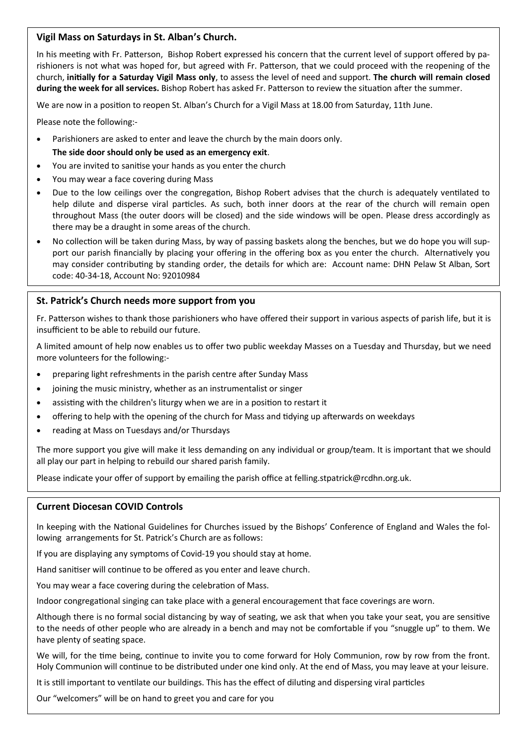### Vigil Mass on Saturdays in St. Alban's Church.

In his meeting with Fr. Patterson, Bishop Robert expressed his concern that the current level of support offered by parishioners is not what was hoped for, but agreed with Fr. Patterson, that we could proceed with the reopening of the church, **initially for a Saturday Vigil Mass only**, to assess the level of need and support. **The church will remain closed during the week for all services.** Bishop Robert has asked Fr. Patterson to review the situation after the summer.

We are now in a position to reopen St. Alban's Church for a Vigil Mass at 18.00 from Saturday, 11th June.

Please note the following:-

- Parishioners are asked to enter and leave the church by the main doors only.
  **The side door should only be used as an emergency exit**.
- You are invited to sanitise your hands as you enter the church
- You may wear a face covering during Mass
- Due to the low ceilings over the congregation, Bishop Robert advises that the church is adequately ventilated to help dilute and disperse viral particles. As such, both inner doors at the rear of the church will remain open throughout Mass (the outer doors will be closed) and the side windows will be open. Please dress accordingly as there may be a draught in some areas of the church.
- No collection will be taken during Mass, by way of passing baskets along the benches, but we do hope you will support our parish financially by placing your offering in the offering box as you enter the church. Alternatively you may consider contributing by standing order, the details for which are: Account name: DHN Pelaw St Alban, Sort code: 40-34-18, Account No: 92010984

### St. Patrick's Church needs more support from you

Fr. Patterson wishes to thank those parishioners who have offered their support in various aspects of parish life, but it is insufficient to be able to rebuild our future.

A limited amount of help now enables us to offer two public weekday Masses on a Tuesday and Thursday, but we need more volunteers for the following:-

- preparing light refreshments in the parish centre after Sunday Mass
- joining the music ministry, whether as an instrumentalist or singer
- assisting with the children's liturgy when we are in a position to restart it
- offering to help with the opening of the church for Mass and tidying up afterwards on weekdays
- reading at Mass on Tuesdays and/or Thursdays

The more support you give will make it less demanding on any individual or group/team. It is important that we should all play our part in helping to rebuild our shared parish family.

Please indicate your offer of support by emailing the parish office at felling.stpatrick@rcdhn.org.uk.

### Current Diocesan COVID Controls

In keeping with the National Guidelines for Churches issued by the Bishops' Conference of England and Wales the following arrangements for St. Patrick's Church are as follows:

If you are displaying any symptoms of Covid-19 you should stay at home.

Hand sanitiser will continue to be offered as you enter and leave church.

You may wear a face covering during the celebration of Mass.

Indoor congregational singing can take place with a general encouragement that face coverings are worn.

Although there is no formal social distancing by way of seating, we ask that when you take your seat, you are sensitive to the needs of other people who are already in a bench and may not be comfortable if you "snuggle up" to them. We have plenty of seating space.

We will, for the time being, continue to invite you to come forward for Holy Communion, row by row from the front. Holy Communion will continue to be distributed under one kind only. At the end of Mass, you may leave at your leisure.

It is still important to ventilate our buildings. This has the effect of diluting and dispersing viral particles

Our "welcomers" will be on hand to greet you and care for you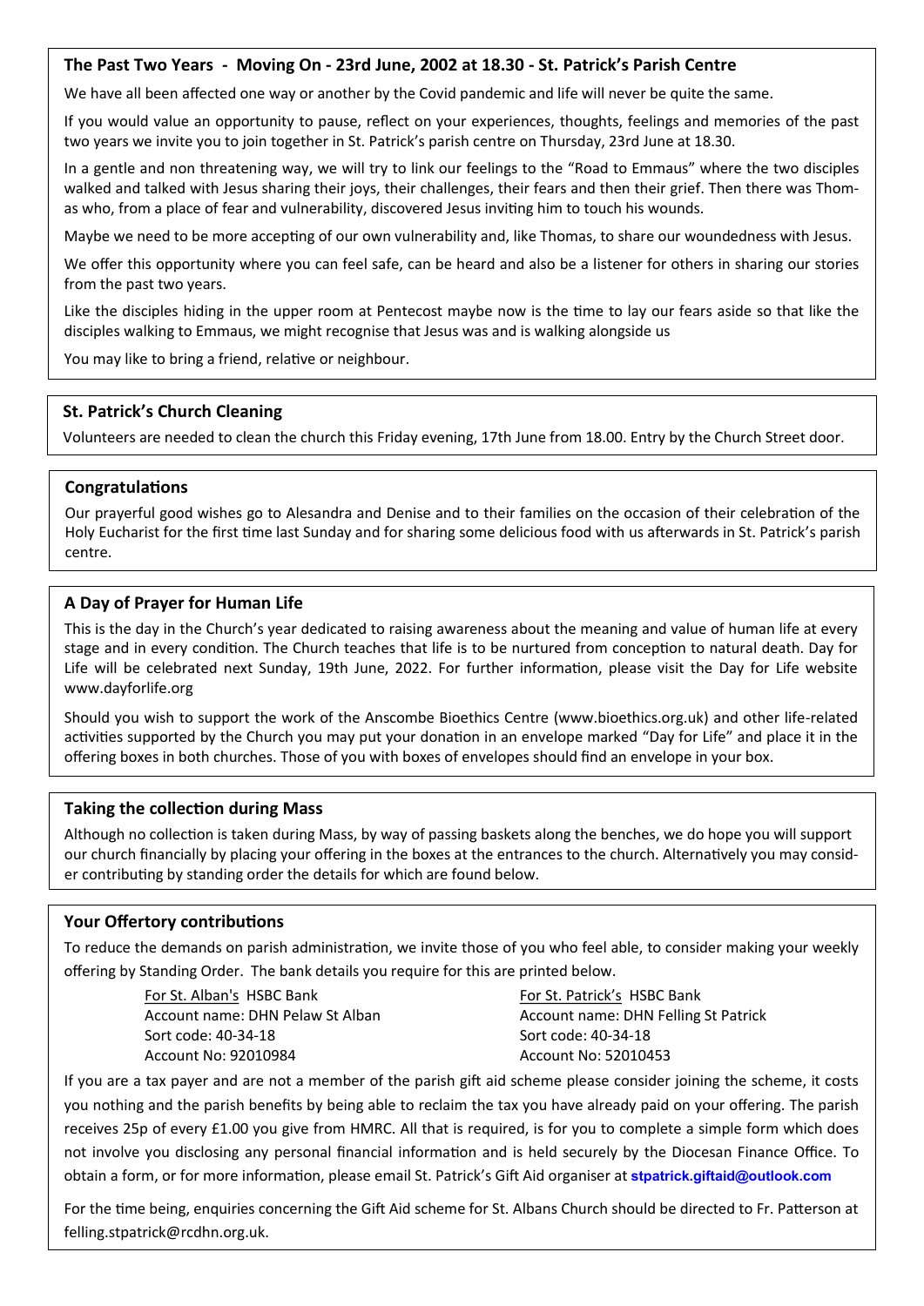## The Past Two Years - Moving On - 23rd June, 2002 at 18.30 - St. Patrick's Parish Centre

We have all been affected one way or another by the Covid pandemic and life will never be quite the same.

If you would value an opportunity to pause, reflect on your experiences, thoughts, feelings and memories of the past two years we invite you to join together in St. Patrick's parish centre on Thursday, 23rd June at 18.30.

In a gentle and non threatening way, we will try to link our feelings to the "Road to Emmaus" where the two disciples walked and talked with Jesus sharing their joys, their challenges, their fears and then their grief. Then there was Thomas who, from a place of fear and vulnerability, discovered Jesus inviting him to touch his wounds.

Maybe we need to be more accepting of our own vulnerability and, like Thomas, to share our woundedness with Jesus.

We offer this opportunity where you can feel safe, can be heard and also be a listener for others in sharing our stories from the past two years.

Like the disciples hiding in the upper room at Pentecost maybe now is the time to lay our fears aside so that like the disciples walking to Emmaus, we might recognise that Jesus was and is walking alongside us

You may like to bring a friend, relative or neighbour.

## St. Patrick's Church Cleaning

Volunteers are needed to clean the church this Friday evening, 17th June from 18.00. Entry by the Church Street door.

## Congratulations

Our prayerful good wishes go to Alesandra and Denise and to their families on the occasion of their celebration of the Holy Eucharist for the first time last Sunday and for sharing some delicious food with us afterwards in St. Patrick's parish centre.

## A Day of Prayer for Human Life

This is the day in the Church's year dedicated to raising awareness about the meaning and value of human life at every stage and in every condition. The Church teaches that life is to be nurtured from conception to natural death. Day for Life will be celebrated next Sunday, 19th June, 2022. For further information, please visit the Day for Life website www.dayforlife.org

Should you wish to support the work of the Anscombe Bioethics Centre (www.bioethics.org.uk) and other life-related activities supported by the Church you may put your donation in an envelope marked "Day for Life" and place it in the offering boxes in both churches. Those of you with boxes of envelopes should find an envelope in your box.

## Taking the collection during Mass

Although no collection is taken during Mass, by way of passing baskets along the benches, we do hope you will support our church financially by placing your offering in the boxes at the entrances to the church. Alternatively you may consider contributing by standing order the details for which are found below.

## Your Offertory contributions

To reduce the demands on parish administration, we invite those of you who feel able, to consider making your weekly offering by Standing Order. The bank details you require for this are printed below.

For St. Alban's HSBC Bank
Account name: DHN Pelaw St Alban
Sort code: 40-34-18
Account No: 92010984

For St. Patrick's HSBC Bank
Account name: DHN Felling St Patrick
Sort code: 40-34-18
Account No: 52010453

If you are a tax payer and are not a member of the parish gift aid scheme please consider joining the scheme, it costs you nothing and the parish benefits by being able to reclaim the tax you have already paid on your offering. The parish receives 25p of every £1.00 you give from HMRC. All that is required, is for you to complete a simple form which does not involve you disclosing any personal financial information and is held securely by the Diocesan Finance Office. To obtain a form, or for more information, please email St. Patrick's Gift Aid organiser at **stpatrick.giftaid@outlook.com**

For the time being, enquiries concerning the Gift Aid scheme for St. Albans Church should be directed to Fr. Patterson at felling.stpatrick@rcdhn.org.uk.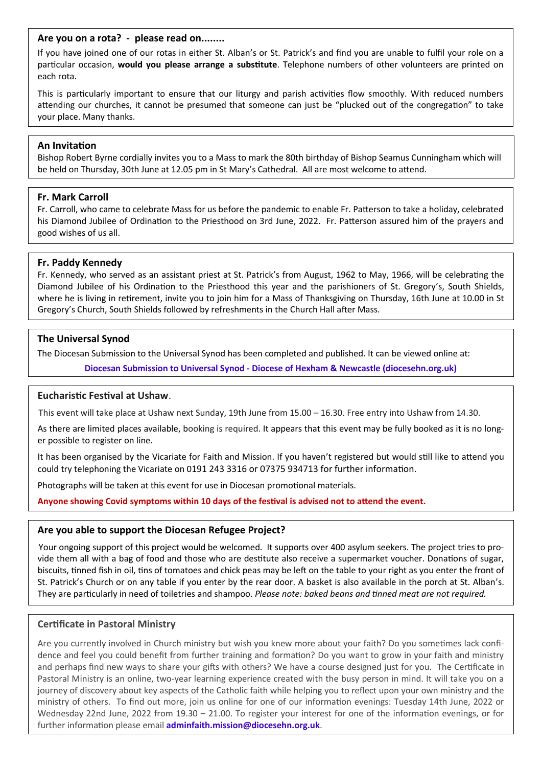## Are you on a rota? - please read on........

If you have joined one of our rotas in either St. Alban's or St. Patrick's and find you are unable to fulfil your role on a particular occasion, **would you please arrange a substitute**. Telephone numbers of other volunteers are printed on each rota.

This is particularly important to ensure that our liturgy and parish activities flow smoothly. With reduced numbers attending our churches, it cannot be presumed that someone can just be "plucked out of the congregation" to take your place. Many thanks.

## An Invitation

Bishop Robert Byrne cordially invites you to a Mass to mark the 80th birthday of Bishop Seamus Cunningham which will be held on Thursday, 30th June at 12.05 pm in St Mary's Cathedral. All are most welcome to attend.

## Fr. Mark Carroll

Fr. Carroll, who came to celebrate Mass for us before the pandemic to enable Fr. Patterson to take a holiday, celebrated his Diamond Jubilee of Ordination to the Priesthood on 3rd June, 2022. Fr. Patterson assured him of the prayers and good wishes of us all.

## Fr. Paddy Kennedy

Fr. Kennedy, who served as an assistant priest at St. Patrick's from August, 1962 to May, 1966, will be celebrating the Diamond Jubilee of his Ordination to the Priesthood this year and the parishioners of St. Gregory's, South Shields, where he is living in retirement, invite you to join him for a Mass of Thanksgiving on Thursday, 16th June at 10.00 in St Gregory's Church, South Shields followed by refreshments in the Church Hall after Mass.

## The Universal Synod

The Diocesan Submission to the Universal Synod has been completed and published. It can be viewed online at:

**Diocesan Submission to Universal Synod - Diocese of Hexham & Newcastle (diocesehn.org.uk)**

## Eucharistic Festival at Ushaw.

This event will take place at Ushaw next Sunday, 19th June from 15.00 – 16.30. Free entry into Ushaw from 14.30.

As there are limited places available, booking is required. It appears that this event may be fully booked as it is no longer possible to register on line.

It has been organised by the Vicariate for Faith and Mission. If you haven't registered but would still like to attend you could try telephoning the Vicariate on 0191 243 3316 or 07375 934713 for further information.

Photographs will be taken at this event for use in Diocesan promotional materials.

**Anyone showing Covid symptoms within 10 days of the festival is advised not to attend the event.**

## Are you able to support the Diocesan Refugee Project?

Your ongoing support of this project would be welcomed. It supports over 400 asylum seekers. The project tries to provide them all with a bag of food and those who are destitute also receive a supermarket voucher. Donations of sugar, biscuits, tinned fish in oil, tins of tomatoes and chick peas may be left on the table to your right as you enter the front of St. Patrick's Church or on any table if you enter by the rear door. A basket is also available in the porch at St. Alban's. They are particularly in need of toiletries and shampoo. *Please note: baked beans and tinned meat are not required.*

## Certificate in Pastoral Ministry

Are you currently involved in Church ministry but wish you knew more about your faith? Do you sometimes lack confidence and feel you could benefit from further training and formation? Do you want to grow in your faith and ministry and perhaps find new ways to share your gifts with others? We have a course designed just for you. The Certificate in Pastoral Ministry is an online, two-year learning experience created with the busy person in mind. It will take you on a journey of discovery about key aspects of the Catholic faith while helping you to reflect upon your own ministry and the ministry of others. To find out more, join us online for one of our information evenings: Tuesday 14th June, 2022 or Wednesday 22nd June, 2022 from 19.30 – 21.00. To register your interest for one of the information evenings, or for further information please email **adminfaith.mission@diocesehn.org.uk**.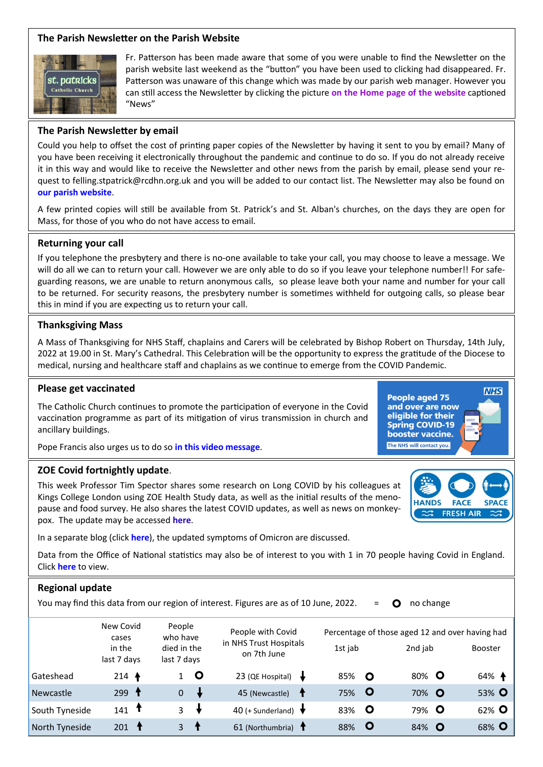## The Parish Newsletter on the Parish Website

Fr. Patterson has been made aware that some of you were unable to find the Newsletter on the parish website last weekend as the "button" you have been used to clicking had disappeared. Fr. Patterson was unaware of this change which was made by our parish web manager. However you can still access the Newsletter by clicking the picture **on the Home page of the website** captioned "News"

## The Parish Newsletter by email

Could you help to offset the cost of printing paper copies of the Newsletter by having it sent to you by email? Many of you have been receiving it electronically throughout the pandemic and continue to do so. If you do not already receive it in this way and would like to receive the Newsletter and other news from the parish by email, please send your request to felling.stpatrick@rcdhn.org.uk and you will be added to our contact list. The Newsletter may also be found on **our parish website**.

A few printed copies will still be available from St. Patrick's and St. Alban's churches, on the days they are open for Mass, for those of you who do not have access to email.

## Returning your call

If you telephone the presbytery and there is no-one available to take your call, you may choose to leave a message. We will do all we can to return your call. However we are only able to do so if you leave your telephone number!! For safeguarding reasons, we are unable to return anonymous calls, so please leave both your name and number for your call to be returned. For security reasons, the presbytery number is sometimes withheld for outgoing calls, so please bear this in mind if you are expecting us to return your call.

## Thanksgiving Mass

A Mass of Thanksgiving for NHS Staff, chaplains and Carers will be celebrated by Bishop Robert on Thursday, 14th July, 2022 at 19.00 in St. Mary's Cathedral. This Celebration will be the opportunity to express the gratitude of the Diocese to medical, nursing and healthcare staff and chaplains as we continue to emerge from the COVID Pandemic.

## Please get vaccinated

The Catholic Church continues to promote the participation of everyone in the Covid vaccination programme as part of its mitigation of virus transmission in church and ancillary buildings.

Pope Francis also urges us to do so **in this video message**.

NHS
People aged 75 and over are now eligible for their Spring COVID-19 booster vaccine.
The NHS will contact you.

## ZOE Covid fortnightly update.

This week Professor Tim Spector shares some research on Long COVID by his colleagues at Kings College London using ZOE Health Study data, as well as the initial results of the menopause and food survey. He also shares the latest COVID updates, as well as news on monkeypox. The update may be accessed **here**.

HANDS FACE SPACE
FRESH AIR

In a separate blog (click **here**), the updated symptoms of Omicron are discussed.

Data from the Office of National statistics may also be of interest to you with 1 in 70 people having Covid in England. Click **here** to view.

## Regional update

You may find this data from our region of interest. Figures are as of 10 June, 2022. = ○ no change

| | New Covid cases in the last 7 days | People who have died in the last 7 days | People with Covid in NHS Trust Hospitals on 7th June | Percentage of those aged 12 and over having had 1st jab | 2nd jab | Booster |
|---|---|---|---|---|---|---|
| Gateshead | 214 ↑ | 1 ○ | 23 (QE Hospital) ↓ | 85% ○ | 80% ○ | 64% ↑ |
| Newcastle | 299 ↑ | 0 ↓ | 45 (Newcastle) ↑ | 75% ○ | 70% ○ | 53% ○ |
| South Tyneside | 141 ↑ | 3 ↓ | 40 (+ Sunderland) ↓ | 83% ○ | 79% ○ | 62% ○ |
| North Tyneside | 201 ↑ | 3 ↑ | 61 (Northumbria) ↑ | 88% ○ | 84% ○ | 68% ○ |